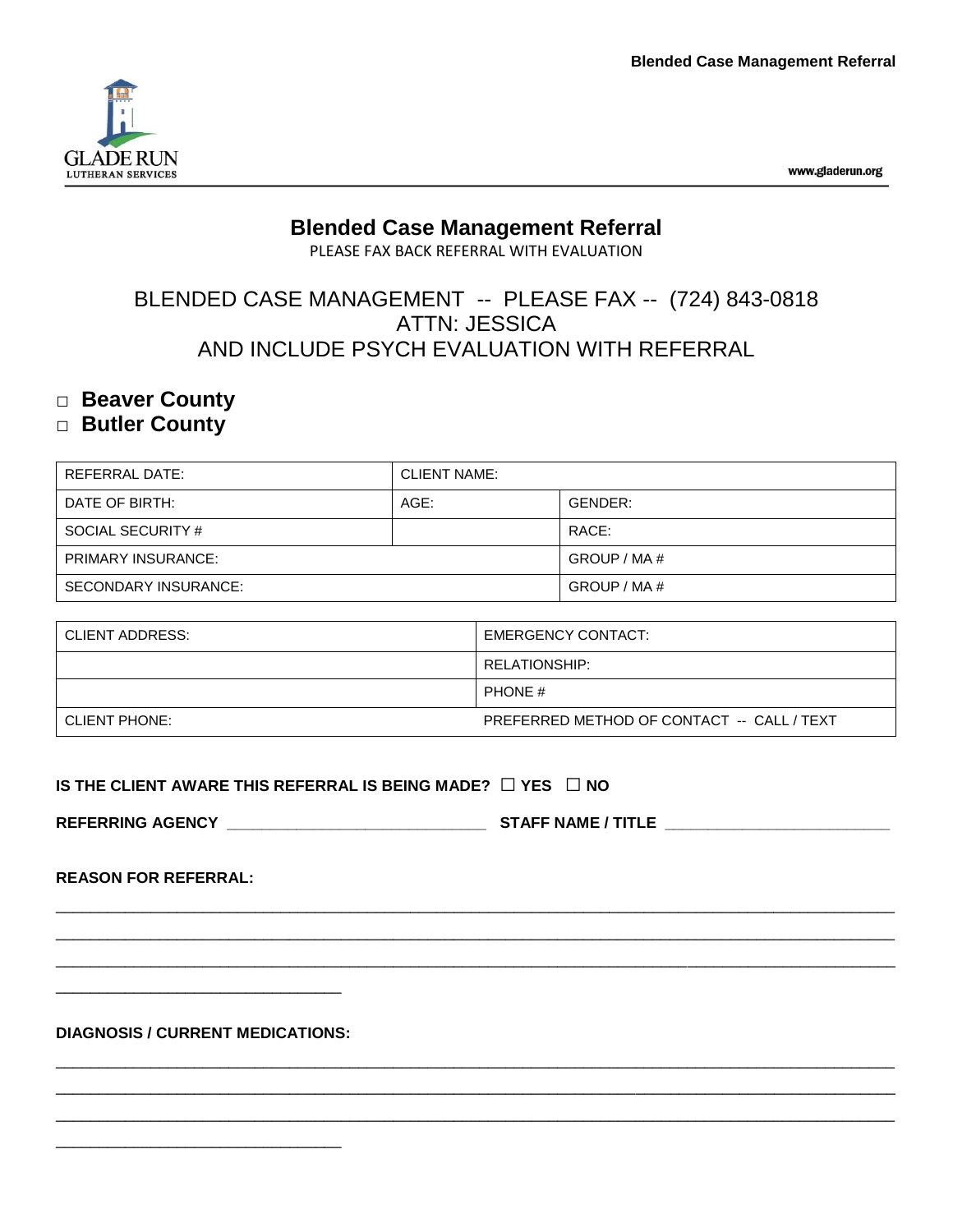GLADE RUN
LUTHERAN SERVICES

www.gladerun.org

# Blended Case Management Referral

PLEASE FAX BACK REFERRAL WITH EVALUATION

## BLENDED CASE MANAGEMENT -- PLEASE FAX -- (724) 843-0818
## ATTN: JESSICA
## AND INCLUDE PSYCH EVALUATION WITH REFERRAL

- □ **Beaver County**
- □ **Butler County**

| | | |
|---|---|---|
| REFERRAL DATE: | CLIENT NAME: | |
| DATE OF BIRTH: | AGE: | GENDER: |
| SOCIAL SECURITY # | | RACE: |
| PRIMARY INSURANCE: | | GROUP / MA # |
| SECONDARY INSURANCE: | | GROUP / MA # |

| | |
|---|---|
| CLIENT ADDRESS: | EMERGENCY CONTACT: |
| | RELATIONSHIP: |
| | PHONE # |
| CLIENT PHONE: | PREFERRED METHOD OF CONTACT -- CALL / TEXT |

**IS THE CLIENT AWARE THIS REFERRAL IS BEING MADE?** ☐ **YES** ☐ **NO**

**REFERRING AGENCY** ______________________________ **STAFF NAME / TITLE** __________________________

**REASON FOR REFERRAL:**

________________________________________________________________________________________________

________________________________________________________________________________________________

________________________________________________________________________________________________

_________________________________

**DIAGNOSIS / CURRENT MEDICATIONS:**

________________________________________________________________________________________________

________________________________________________________________________________________________

________________________________________________________________________________________________

_________________________________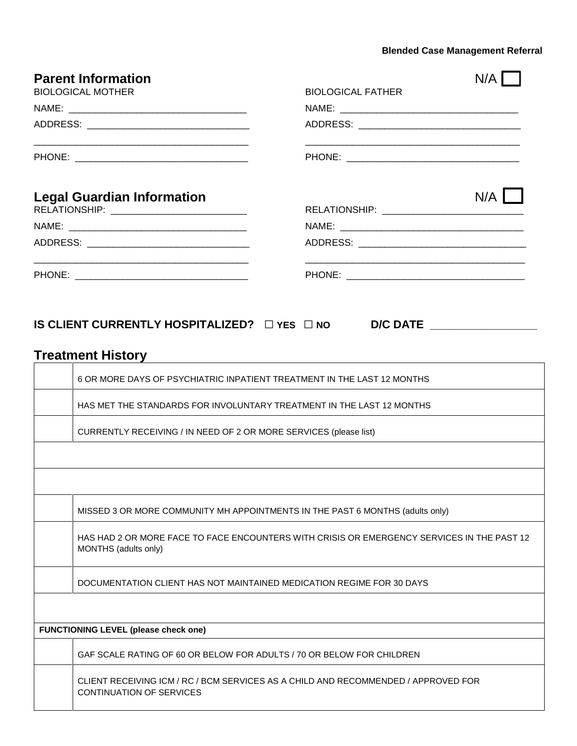**Blended Case Management Referral**

## Parent Information

N/A ☐

| BIOLOGICAL MOTHER | BIOLOGICAL FATHER |
|---|---|
| NAME: ________________________________ | NAME: ________________________________ |
| ADDRESS: ______________________________ | ADDRESS: ______________________________ |
| ______________________________________ | ______________________________________ |
| PHONE: ________________________________ | PHONE: ________________________________ |

## Legal Guardian Information

N/A ☐

| | |
|---|---|
| RELATIONSHIP: ________________________ | RELATIONSHIP: ________________________ |
| NAME: ________________________________ | NAME: ________________________________ |
| ADDRESS: ______________________________ | ADDRESS: ______________________________ |
| ______________________________________ | ______________________________________ |
| PHONE: ________________________________ | PHONE: ________________________________ |

**IS CLIENT CURRENTLY HOSPITALIZED?** ☐ **YES** ☐ **NO** **D/C DATE** ________________

## Treatment History

| | |
|---|---|
| | 6 OR MORE DAYS OF PSYCHIATRIC INPATIENT TREATMENT IN THE LAST 12 MONTHS |
| | HAS MET THE STANDARDS FOR INVOLUNTARY TREATMENT IN THE LAST 12 MONTHS |
| | CURRENTLY RECEIVING / IN NEED OF 2 OR MORE SERVICES (please list) |
| | |
| | |
| | MISSED 3 OR MORE COMMUNITY MH APPOINTMENTS IN THE PAST 6 MONTHS (adults only) |
| | HAS HAD 2 OR MORE FACE TO FACE ENCOUNTERS WITH CRISIS OR EMERGENCY SERVICES IN THE PAST 12 MONTHS (adults only) |
| | DOCUMENTATION CLIENT HAS NOT MAINTAINED MEDICATION REGIME FOR 30 DAYS |
| | |
| **FUNCTIONING LEVEL (please check one)** | |
| | GAF SCALE RATING OF 60 OR BELOW FOR ADULTS / 70 OR BELOW FOR CHILDREN |
| | CLIENT RECEIVING ICM / RC / BCM SERVICES AS A CHILD AND RECOMMENDED / APPROVED FOR CONTINUATION OF SERVICES |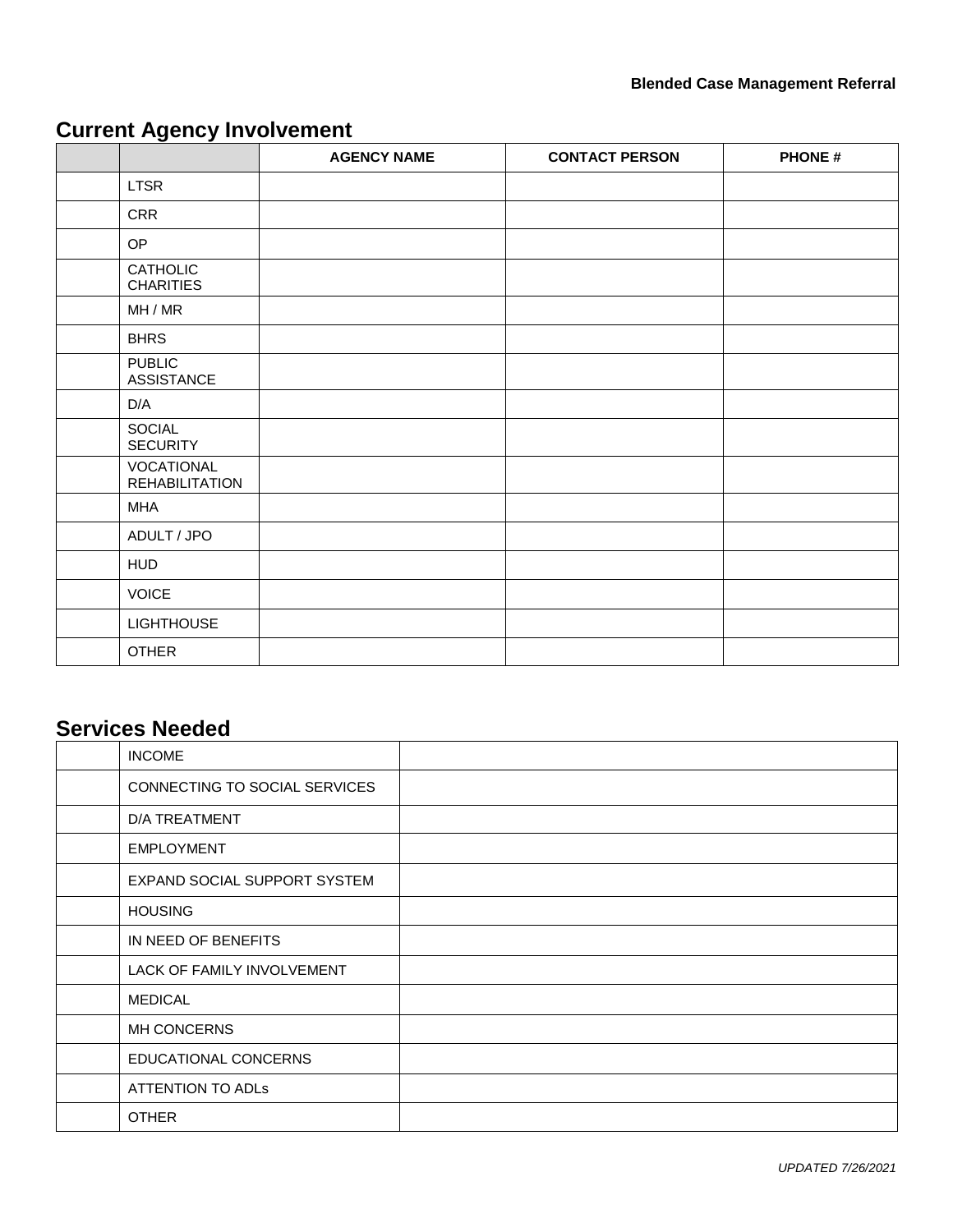**Blended Case Management Referral**

## Current Agency Involvement

| | | AGENCY NAME | CONTACT PERSON | PHONE # |
|---|---|---|---|---|
| | LTSR | | | |
| | CRR | | | |
| | OP | | | |
| | CATHOLIC CHARITIES | | | |
| | MH / MR | | | |
| | BHRS | | | |
| | PUBLIC ASSISTANCE | | | |
| | D/A | | | |
| | SOCIAL SECURITY | | | |
| | VOCATIONAL REHABILITATION | | | |
| | MHA | | | |
| | ADULT / JPO | | | |
| | HUD | | | |
| | VOICE | | | |
| | LIGHTHOUSE | | | |
| | OTHER | | | |

## Services Needed

| | | |
|---|---|---|
| | INCOME | |
| | CONNECTING TO SOCIAL SERVICES | |
| | D/A TREATMENT | |
| | EMPLOYMENT | |
| | EXPAND SOCIAL SUPPORT SYSTEM | |
| | HOUSING | |
| | IN NEED OF BENEFITS | |
| | LACK OF FAMILY INVOLVEMENT | |
| | MEDICAL | |
| | MH CONCERNS | |
| | EDUCATIONAL CONCERNS | |
| | ATTENTION TO ADLs | |
| | OTHER | |

*UPDATED 7/26/2021*